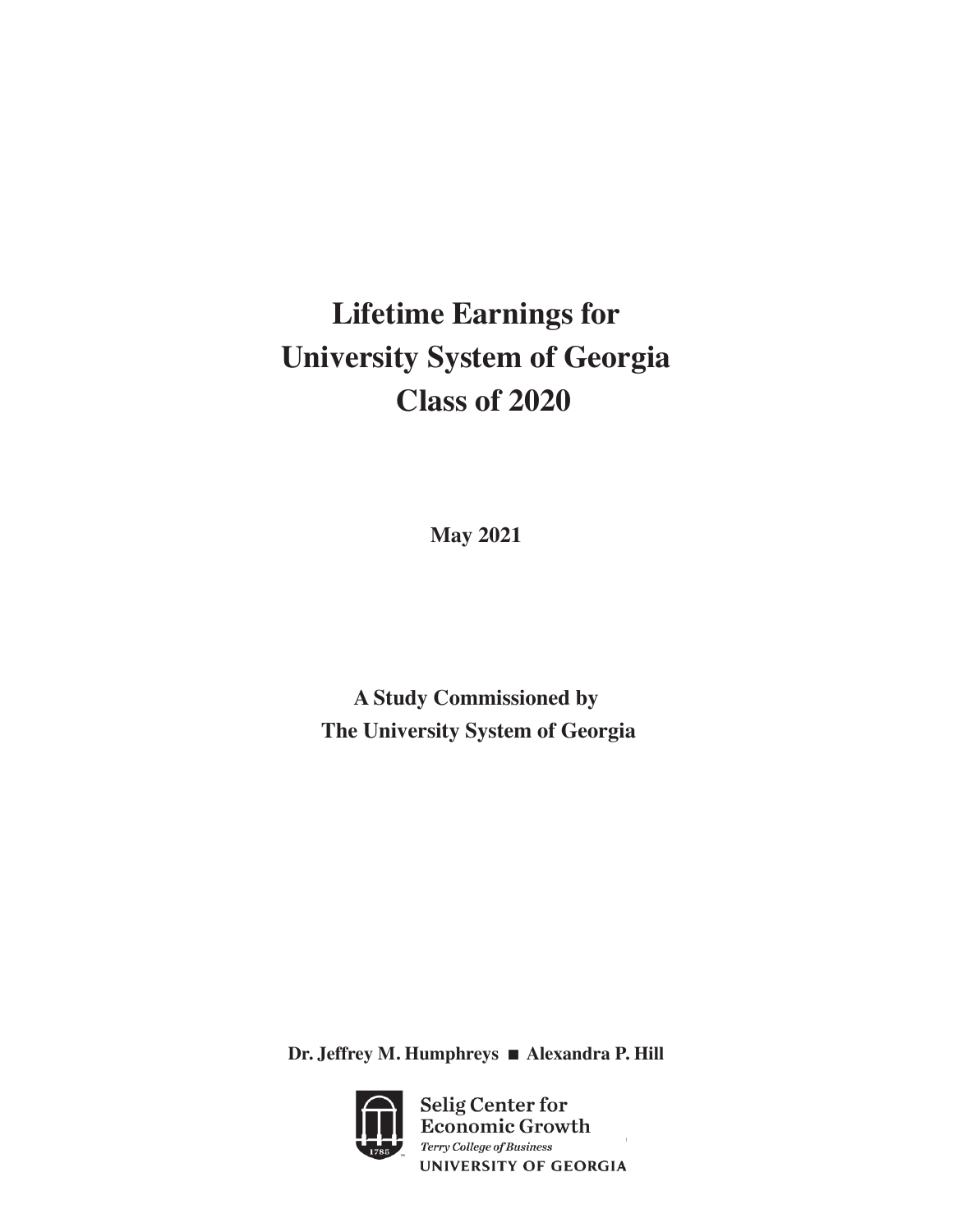# Lifetime Earnings for University System of Georgia Class of 2020

**May 2021**

**A Study Commissioned by**
**The University System of Georgia**

**Dr. Jeffrey M. Humphreys ■ Alexandra P. Hill**

Selig Center for Economic Growth
*Terry College of Business*
UNIVERSITY OF GEORGIA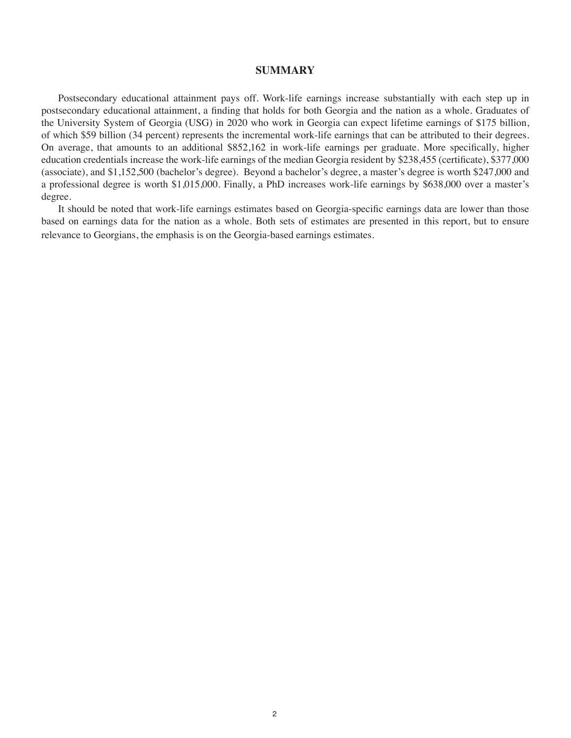## SUMMARY

Postsecondary educational attainment pays off. Work-life earnings increase substantially with each step up in postsecondary educational attainment, a finding that holds for both Georgia and the nation as a whole. Graduates of the University System of Georgia (USG) in 2020 who work in Georgia can expect lifetime earnings of $175 billion, of which $59 billion (34 percent) represents the incremental work-life earnings that can be attributed to their degrees. On average, that amounts to an additional $852,162 in work-life earnings per graduate. More specifically, higher education credentials increase the work-life earnings of the median Georgia resident by $238,455 (certificate), $377,000 (associate), and $1,152,500 (bachelor's degree). Beyond a bachelor's degree, a master's degree is worth $247,000 and a professional degree is worth $1,015,000. Finally, a PhD increases work-life earnings by $638,000 over a master's degree.

It should be noted that work-life earnings estimates based on Georgia-specific earnings data are lower than those based on earnings data for the nation as a whole. Both sets of estimates are presented in this report, but to ensure relevance to Georgians, the emphasis is on the Georgia-based earnings estimates.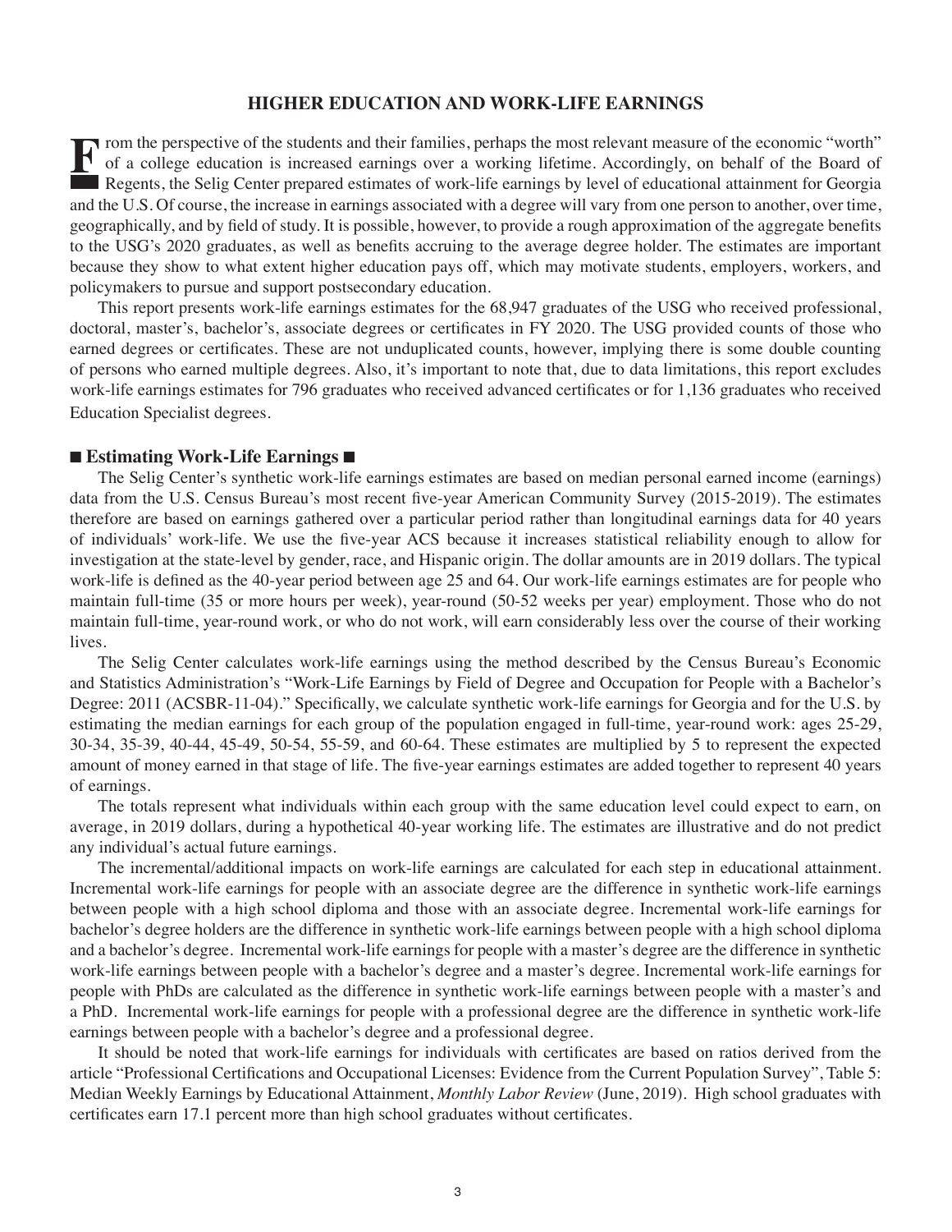## HIGHER EDUCATION AND WORK-LIFE EARNINGS

From the perspective of the students and their families, perhaps the most relevant measure of the economic "worth" of a college education is increased earnings over a working lifetime. Accordingly, on behalf of the Board of Regents, the Selig Center prepared estimates of work-life earnings by level of educational attainment for Georgia and the U.S. Of course, the increase in earnings associated with a degree will vary from one person to another, over time, geographically, and by field of study. It is possible, however, to provide a rough approximation of the aggregate benefits to the USG's 2020 graduates, as well as benefits accruing to the average degree holder. The estimates are important because they show to what extent higher education pays off, which may motivate students, employers, workers, and policymakers to pursue and support postsecondary education.

This report presents work-life earnings estimates for the 68,947 graduates of the USG who received professional, doctoral, master's, bachelor's, associate degrees or certificates in FY 2020. The USG provided counts of those who earned degrees or certificates. These are not unduplicated counts, however, implying there is some double counting of persons who earned multiple degrees. Also, it's important to note that, due to data limitations, this report excludes work-life earnings estimates for 796 graduates who received advanced certificates or for 1,136 graduates who received Education Specialist degrees.

### ■ Estimating Work-Life Earnings ■

The Selig Center's synthetic work-life earnings estimates are based on median personal earned income (earnings) data from the U.S. Census Bureau's most recent five-year American Community Survey (2015-2019). The estimates therefore are based on earnings gathered over a particular period rather than longitudinal earnings data for 40 years of individuals' work-life. We use the five-year ACS because it increases statistical reliability enough to allow for investigation at the state-level by gender, race, and Hispanic origin. The dollar amounts are in 2019 dollars. The typical work-life is defined as the 40-year period between age 25 and 64. Our work-life earnings estimates are for people who maintain full-time (35 or more hours per week), year-round (50-52 weeks per year) employment. Those who do not maintain full-time, year-round work, or who do not work, will earn considerably less over the course of their working lives.

The Selig Center calculates work-life earnings using the method described by the Census Bureau's Economic and Statistics Administration's "Work-Life Earnings by Field of Degree and Occupation for People with a Bachelor's Degree: 2011 (ACSBR-11-04)." Specifically, we calculate synthetic work-life earnings for Georgia and for the U.S. by estimating the median earnings for each group of the population engaged in full-time, year-round work: ages 25-29, 30-34, 35-39, 40-44, 45-49, 50-54, 55-59, and 60-64. These estimates are multiplied by 5 to represent the expected amount of money earned in that stage of life. The five-year earnings estimates are added together to represent 40 years of earnings.

The totals represent what individuals within each group with the same education level could expect to earn, on average, in 2019 dollars, during a hypothetical 40-year working life. The estimates are illustrative and do not predict any individual's actual future earnings.

The incremental/additional impacts on work-life earnings are calculated for each step in educational attainment. Incremental work-life earnings for people with an associate degree are the difference in synthetic work-life earnings between people with a high school diploma and those with an associate degree. Incremental work-life earnings for bachelor's degree holders are the difference in synthetic work-life earnings between people with a high school diploma and a bachelor's degree. Incremental work-life earnings for people with a master's degree are the difference in synthetic work-life earnings between people with a bachelor's degree and a master's degree. Incremental work-life earnings for people with PhDs are calculated as the difference in synthetic work-life earnings between people with a master's and a PhD. Incremental work-life earnings for people with a professional degree are the difference in synthetic work-life earnings between people with a bachelor's degree and a professional degree.

It should be noted that work-life earnings for individuals with certificates are based on ratios derived from the article "Professional Certifications and Occupational Licenses: Evidence from the Current Population Survey", Table 5: Median Weekly Earnings by Educational Attainment, *Monthly Labor Review* (June, 2019). High school graduates with certificates earn 17.1 percent more than high school graduates without certificates.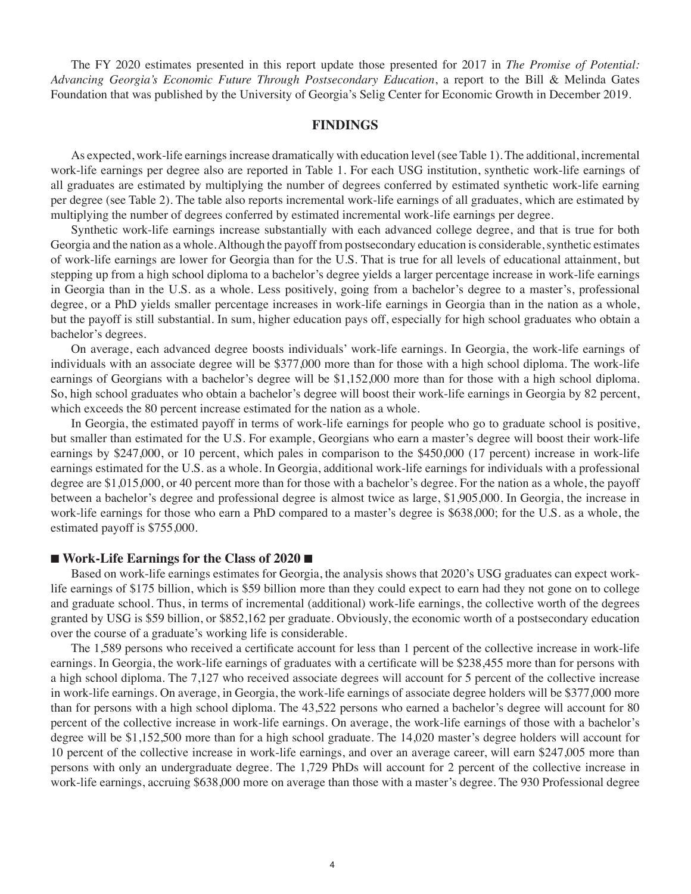The FY 2020 estimates presented in this report update those presented for 2017 in *The Promise of Potential: Advancing Georgia's Economic Future Through Postsecondary Education*, a report to the Bill & Melinda Gates Foundation that was published by the University of Georgia's Selig Center for Economic Growth in December 2019.

## FINDINGS

As expected, work-life earnings increase dramatically with education level (see Table 1). The additional, incremental work-life earnings per degree also are reported in Table 1. For each USG institution, synthetic work-life earnings of all graduates are estimated by multiplying the number of degrees conferred by estimated synthetic work-life earning per degree (see Table 2). The table also reports incremental work-life earnings of all graduates, which are estimated by multiplying the number of degrees conferred by estimated incremental work-life earnings per degree.

Synthetic work-life earnings increase substantially with each advanced college degree, and that is true for both Georgia and the nation as a whole. Although the payoff from postsecondary education is considerable, synthetic estimates of work-life earnings are lower for Georgia than for the U.S. That is true for all levels of educational attainment, but stepping up from a high school diploma to a bachelor's degree yields a larger percentage increase in work-life earnings in Georgia than in the U.S. as a whole. Less positively, going from a bachelor's degree to a master's, professional degree, or a PhD yields smaller percentage increases in work-life earnings in Georgia than in the nation as a whole, but the payoff is still substantial. In sum, higher education pays off, especially for high school graduates who obtain a bachelor's degrees.

On average, each advanced degree boosts individuals' work-life earnings. In Georgia, the work-life earnings of individuals with an associate degree will be $377,000 more than for those with a high school diploma. The work-life earnings of Georgians with a bachelor's degree will be $1,152,000 more than for those with a high school diploma. So, high school graduates who obtain a bachelor's degree will boost their work-life earnings in Georgia by 82 percent, which exceeds the 80 percent increase estimated for the nation as a whole.

In Georgia, the estimated payoff in terms of work-life earnings for people who go to graduate school is positive, but smaller than estimated for the U.S. For example, Georgians who earn a master's degree will boost their work-life earnings by $247,000, or 10 percent, which pales in comparison to the $450,000 (17 percent) increase in work-life earnings estimated for the U.S. as a whole. In Georgia, additional work-life earnings for individuals with a professional degree are $1,015,000, or 40 percent more than for those with a bachelor's degree. For the nation as a whole, the payoff between a bachelor's degree and professional degree is almost twice as large, $1,905,000. In Georgia, the increase in work-life earnings for those who earn a PhD compared to a master's degree is $638,000; for the U.S. as a whole, the estimated payoff is $755,000.

### ■ Work-Life Earnings for the Class of 2020 ■

Based on work-life earnings estimates for Georgia, the analysis shows that 2020's USG graduates can expect work-life earnings of $175 billion, which is $59 billion more than they could expect to earn had they not gone on to college and graduate school. Thus, in terms of incremental (additional) work-life earnings, the collective worth of the degrees granted by USG is $59 billion, or $852,162 per graduate. Obviously, the economic worth of a postsecondary education over the course of a graduate's working life is considerable.

The 1,589 persons who received a certificate account for less than 1 percent of the collective increase in work-life earnings. In Georgia, the work-life earnings of graduates with a certificate will be $238,455 more than for persons with a high school diploma. The 7,127 who received associate degrees will account for 5 percent of the collective increase in work-life earnings. On average, in Georgia, the work-life earnings of associate degree holders will be $377,000 more than for persons with a high school diploma. The 43,522 persons who earned a bachelor's degree will account for 80 percent of the collective increase in work-life earnings. On average, the work-life earnings of those with a bachelor's degree will be $1,152,500 more than for a high school graduate. The 14,020 master's degree holders will account for 10 percent of the collective increase in work-life earnings, and over an average career, will earn $247,005 more than persons with only an undergraduate degree. The 1,729 PhDs will account for 2 percent of the collective increase in work-life earnings, accruing $638,000 more on average than those with a master's degree. The 930 Professional degree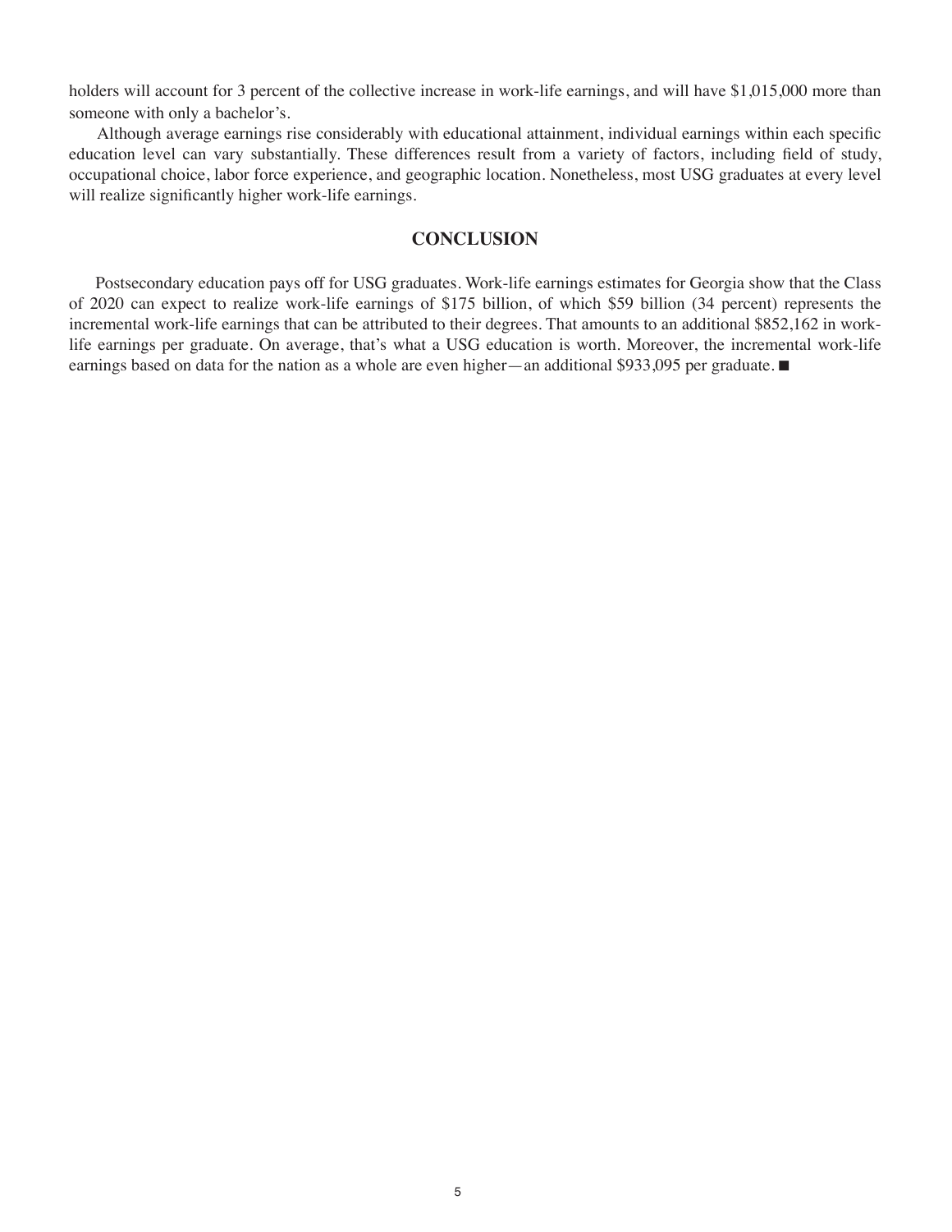holders will account for 3 percent of the collective increase in work-life earnings, and will have $1,015,000 more than someone with only a bachelor's.

Although average earnings rise considerably with educational attainment, individual earnings within each specific education level can vary substantially. These differences result from a variety of factors, including field of study, occupational choice, labor force experience, and geographic location. Nonetheless, most USG graduates at every level will realize significantly higher work-life earnings.

## CONCLUSION

Postsecondary education pays off for USG graduates. Work-life earnings estimates for Georgia show that the Class of 2020 can expect to realize work-life earnings of $175 billion, of which $59 billion (34 percent) represents the incremental work-life earnings that can be attributed to their degrees. That amounts to an additional $852,162 in work-life earnings per graduate. On average, that's what a USG education is worth. Moreover, the incremental work-life earnings based on data for the nation as a whole are even higher—an additional $933,095 per graduate. ■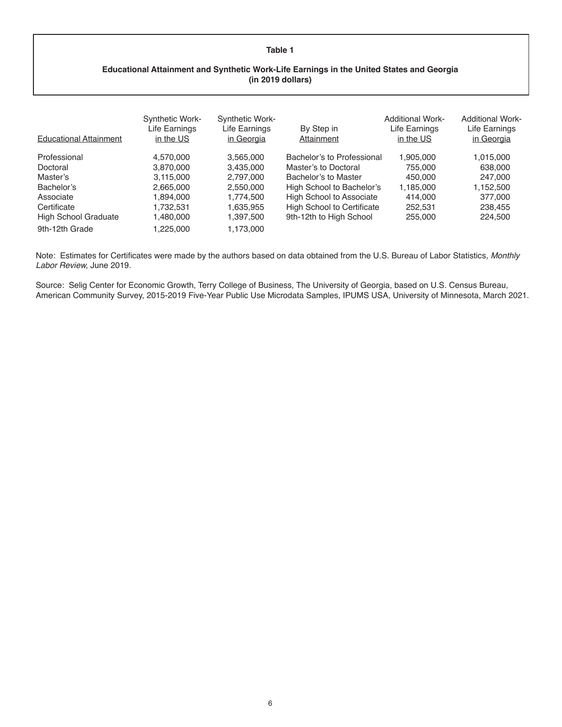**Table 1**

**Educational Attainment and Synthetic Work-Life Earnings in the United States and Georgia (in 2019 dollars)**

| Educational Attainment | Synthetic Work-Life Earnings in the US | Synthetic Work-Life Earnings in Georgia | By Step in Attainment | Additional Work-Life Earnings in the US | Additional Work-Life Earnings in Georgia |
|---|---|---|---|---|---|
| Professional | 4,570,000 | 3,565,000 | Bachelor's to Professional | 1,905,000 | 1,015,000 |
| Doctoral | 3,870,000 | 3,435,000 | Master's to Doctoral | 755,000 | 638,000 |
| Master's | 3,115,000 | 2,797,000 | Bachelor's to Master | 450,000 | 247,000 |
| Bachelor's | 2,665,000 | 2,550,000 | High School to Bachelor's | 1,185,000 | 1,152,500 |
| Associate | 1,894,000 | 1,774,500 | High School to Associate | 414,000 | 377,000 |
| Certificate | 1,732,531 | 1,635,955 | High School to Certificate | 252,531 | 238,455 |
| High School Graduate | 1,480,000 | 1,397,500 | 9th-12th to High School | 255,000 | 224,500 |
| 9th-12th Grade | 1,225,000 | 1,173,000 | | | |

Note: Estimates for Certificates were made by the authors based on data obtained from the U.S. Bureau of Labor Statistics, *Monthly Labor Review,* June 2019.

Source: Selig Center for Economic Growth, Terry College of Business, The University of Georgia, based on U.S. Census Bureau, American Community Survey, 2015-2019 Five-Year Public Use Microdata Samples, IPUMS USA, University of Minnesota, March 2021.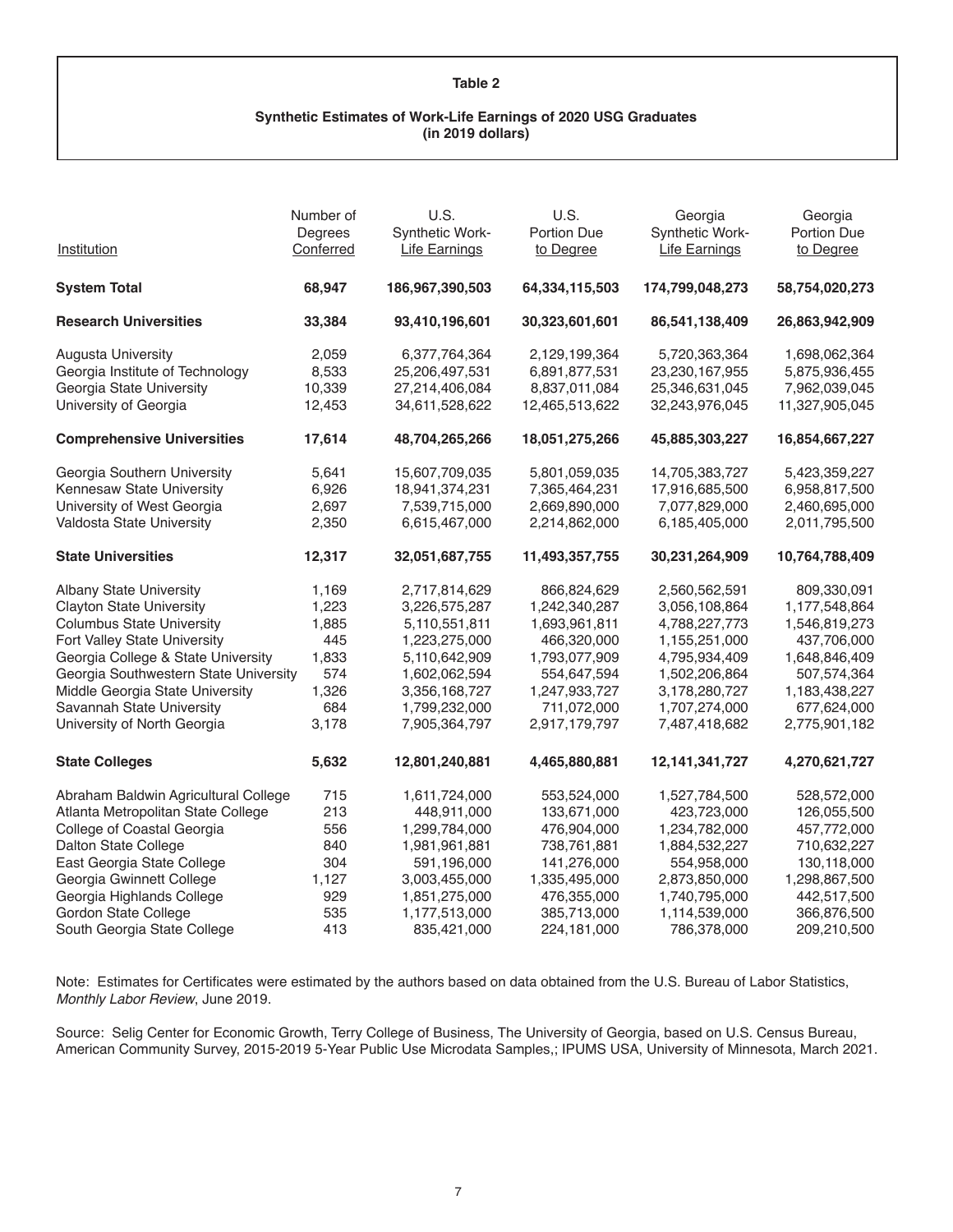**Table 2**

**Synthetic Estimates of Work-Life Earnings of 2020 USG Graduates (in 2019 dollars)**

| Institution | Number of Degrees Conferred | U.S. Synthetic Work-Life Earnings | U.S. Portion Due to Degree | Georgia Synthetic Work-Life Earnings | Georgia Portion Due to Degree |
|---|---|---|---|---|---|
| **System Total** | **68,947** | **186,967,390,503** | **64,334,115,503** | **174,799,048,273** | **58,754,020,273** |
| **Research Universities** | **33,384** | **93,410,196,601** | **30,323,601,601** | **86,541,138,409** | **26,863,942,909** |
| Augusta University | 2,059 | 6,377,764,364 | 2,129,199,364 | 5,720,363,364 | 1,698,062,364 |
| Georgia Institute of Technology | 8,533 | 25,206,497,531 | 6,891,877,531 | 23,230,167,955 | 5,875,936,455 |
| Georgia State University | 10,339 | 27,214,406,084 | 8,837,011,084 | 25,346,631,045 | 7,962,039,045 |
| University of Georgia | 12,453 | 34,611,528,622 | 12,465,513,622 | 32,243,976,045 | 11,327,905,045 |
| **Comprehensive Universities** | **17,614** | **48,704,265,266** | **18,051,275,266** | **45,885,303,227** | **16,854,667,227** |
| Georgia Southern University | 5,641 | 15,607,709,035 | 5,801,059,035 | 14,705,383,727 | 5,423,359,227 |
| Kennesaw State University | 6,926 | 18,941,374,231 | 7,365,464,231 | 17,916,685,500 | 6,958,817,500 |
| University of West Georgia | 2,697 | 7,539,715,000 | 2,669,890,000 | 7,077,829,000 | 2,460,695,000 |
| Valdosta State University | 2,350 | 6,615,467,000 | 2,214,862,000 | 6,185,405,000 | 2,011,795,500 |
| **State Universities** | **12,317** | **32,051,687,755** | **11,493,357,755** | **30,231,264,909** | **10,764,788,409** |
| Albany State University | 1,169 | 2,717,814,629 | 866,824,629 | 2,560,562,591 | 809,330,091 |
| Clayton State University | 1,223 | 3,226,575,287 | 1,242,340,287 | 3,056,108,864 | 1,177,548,864 |
| Columbus State University | 1,885 | 5,110,551,811 | 1,693,961,811 | 4,788,227,773 | 1,546,819,273 |
| Fort Valley State University | 445 | 1,223,275,000 | 466,320,000 | 1,155,251,000 | 437,706,000 |
| Georgia College & State University | 1,833 | 5,110,642,909 | 1,793,077,909 | 4,795,934,409 | 1,648,846,409 |
| Georgia Southwestern State University | 574 | 1,602,062,594 | 554,647,594 | 1,502,206,864 | 507,574,364 |
| Middle Georgia State University | 1,326 | 3,356,168,727 | 1,247,933,727 | 3,178,280,727 | 1,183,438,227 |
| Savannah State University | 684 | 1,799,232,000 | 711,072,000 | 1,707,274,000 | 677,624,000 |
| University of North Georgia | 3,178 | 7,905,364,797 | 2,917,179,797 | 7,487,418,682 | 2,775,901,182 |
| **State Colleges** | **5,632** | **12,801,240,881** | **4,465,880,881** | **12,141,341,727** | **4,270,621,727** |
| Abraham Baldwin Agricultural College | 715 | 1,611,724,000 | 553,524,000 | 1,527,784,500 | 528,572,000 |
| Atlanta Metropolitan State College | 213 | 448,911,000 | 133,671,000 | 423,723,000 | 126,055,500 |
| College of Coastal Georgia | 556 | 1,299,784,000 | 476,904,000 | 1,234,782,000 | 457,772,000 |
| Dalton State College | 840 | 1,981,961,881 | 738,761,881 | 1,884,532,227 | 710,632,227 |
| East Georgia State College | 304 | 591,196,000 | 141,276,000 | 554,958,000 | 130,118,000 |
| Georgia Gwinnett College | 1,127 | 3,003,455,000 | 1,335,495,000 | 2,873,850,000 | 1,298,867,500 |
| Georgia Highlands College | 929 | 1,851,275,000 | 476,355,000 | 1,740,795,000 | 442,517,500 |
| Gordon State College | 535 | 1,177,513,000 | 385,713,000 | 1,114,539,000 | 366,876,500 |
| South Georgia State College | 413 | 835,421,000 | 224,181,000 | 786,378,000 | 209,210,500 |

Note: Estimates for Certificates were estimated by the authors based on data obtained from the U.S. Bureau of Labor Statistics, *Monthly Labor Review*, June 2019.

Source: Selig Center for Economic Growth, Terry College of Business, The University of Georgia, based on U.S. Census Bureau, American Community Survey, 2015-2019 5-Year Public Use Microdata Samples,; IPUMS USA, University of Minnesota, March 2021.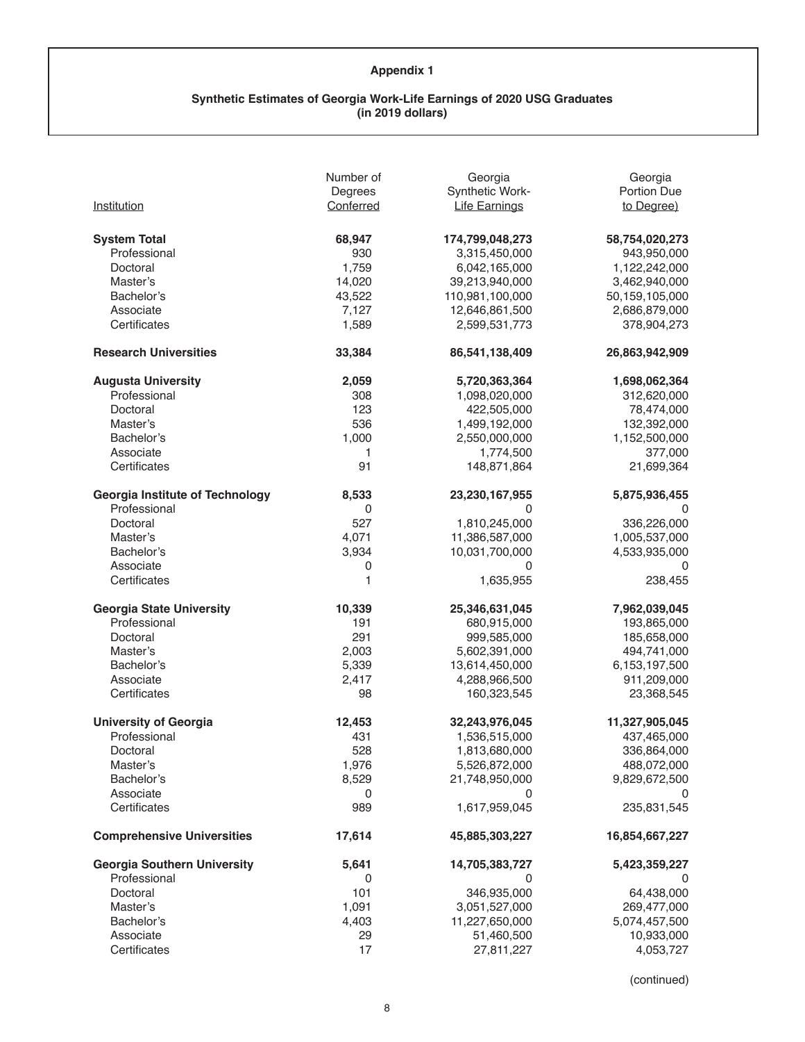**Appendix 1**

**Synthetic Estimates of Georgia Work-Life Earnings of 2020 USG Graduates (in 2019 dollars)**

| Institution | Number of Degrees Conferred | Georgia Synthetic Work-Life Earnings | Georgia Portion Due to Degree) |
|---|---|---|---|
| **System Total** | **68,947** | **174,799,048,273** | **58,754,020,273** |
| Professional | 930 | 3,315,450,000 | 943,950,000 |
| Doctoral | 1,759 | 6,042,165,000 | 1,122,242,000 |
| Master's | 14,020 | 39,213,940,000 | 3,462,940,000 |
| Bachelor's | 43,522 | 110,981,100,000 | 50,159,105,000 |
| Associate | 7,127 | 12,646,861,500 | 2,686,879,000 |
| Certificates | 1,589 | 2,599,531,773 | 378,904,273 |
| **Research Universities** | **33,384** | **86,541,138,409** | **26,863,942,909** |
| **Augusta University** | **2,059** | **5,720,363,364** | **1,698,062,364** |
| Professional | 308 | 1,098,020,000 | 312,620,000 |
| Doctoral | 123 | 422,505,000 | 78,474,000 |
| Master's | 536 | 1,499,192,000 | 132,392,000 |
| Bachelor's | 1,000 | 2,550,000,000 | 1,152,500,000 |
| Associate | 1 | 1,774,500 | 377,000 |
| Certificates | 91 | 148,871,864 | 21,699,364 |
| **Georgia Institute of Technology** | **8,533** | **23,230,167,955** | **5,875,936,455** |
| Professional | 0 | 0 | 0 |
| Doctoral | 527 | 1,810,245,000 | 336,226,000 |
| Master's | 4,071 | 11,386,587,000 | 1,005,537,000 |
| Bachelor's | 3,934 | 10,031,700,000 | 4,533,935,000 |
| Associate | 0 | 0 | 0 |
| Certificates | 1 | 1,635,955 | 238,455 |
| **Georgia State University** | **10,339** | **25,346,631,045** | **7,962,039,045** |
| Professional | 191 | 680,915,000 | 193,865,000 |
| Doctoral | 291 | 999,585,000 | 185,658,000 |
| Master's | 2,003 | 5,602,391,000 | 494,741,000 |
| Bachelor's | 5,339 | 13,614,450,000 | 6,153,197,500 |
| Associate | 2,417 | 4,288,966,500 | 911,209,000 |
| Certificates | 98 | 160,323,545 | 23,368,545 |
| **University of Georgia** | **12,453** | **32,243,976,045** | **11,327,905,045** |
| Professional | 431 | 1,536,515,000 | 437,465,000 |
| Doctoral | 528 | 1,813,680,000 | 336,864,000 |
| Master's | 1,976 | 5,526,872,000 | 488,072,000 |
| Bachelor's | 8,529 | 21,748,950,000 | 9,829,672,500 |
| Associate | 0 | 0 | 0 |
| Certificates | 989 | 1,617,959,045 | 235,831,545 |
| **Comprehensive Universities** | **17,614** | **45,885,303,227** | **16,854,667,227** |
| **Georgia Southern University** | **5,641** | **14,705,383,727** | **5,423,359,227** |
| Professional | 0 | 0 | 0 |
| Doctoral | 101 | 346,935,000 | 64,438,000 |
| Master's | 1,091 | 3,051,527,000 | 269,477,000 |
| Bachelor's | 4,403 | 11,227,650,000 | 5,074,457,500 |
| Associate | 29 | 51,460,500 | 10,933,000 |
| Certificates | 17 | 27,811,227 | 4,053,727 |

(continued)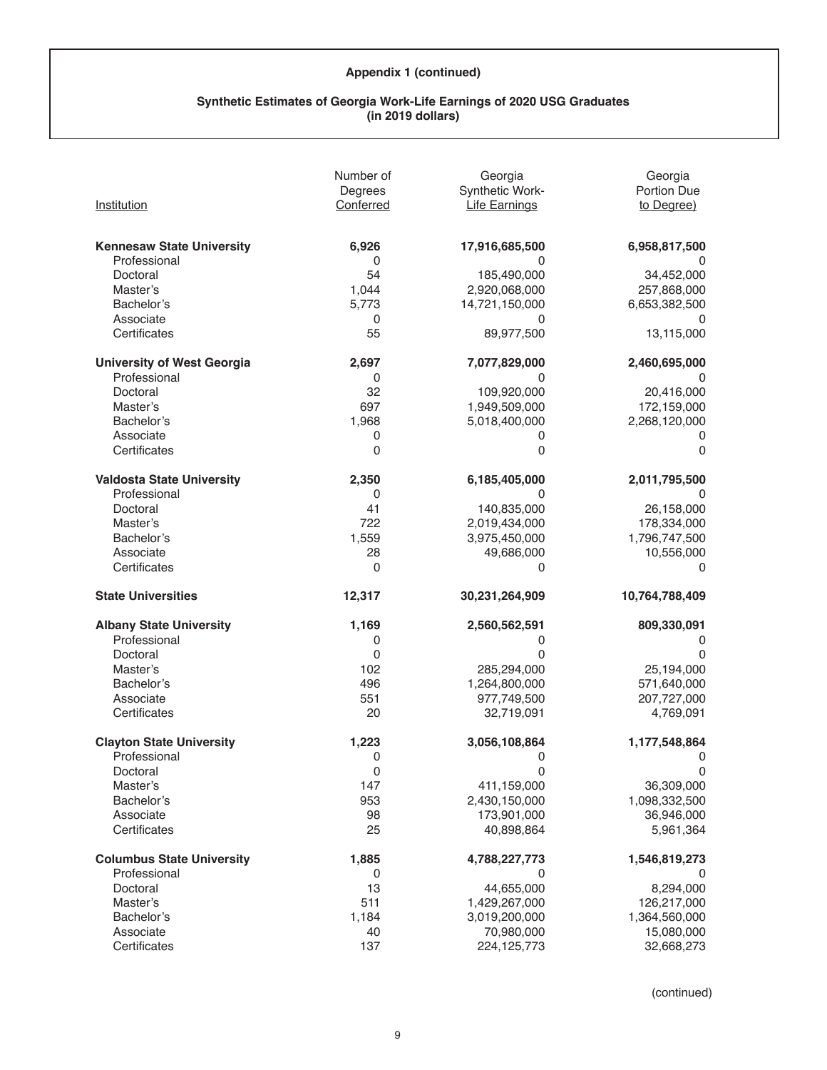**Appendix 1 (continued)**

**Synthetic Estimates of Georgia Work-Life Earnings of 2020 USG Graduates (in 2019 dollars)**

| Institution | Number of Degrees Conferred | Georgia Synthetic Work-Life Earnings | Georgia Portion Due to Degree) |
|---|---|---|---|
| **Kennesaw State University** | **6,926** | **17,916,685,500** | **6,958,817,500** |
| Professional | 0 | 0 | 0 |
| Doctoral | 54 | 185,490,000 | 34,452,000 |
| Master's | 1,044 | 2,920,068,000 | 257,868,000 |
| Bachelor's | 5,773 | 14,721,150,000 | 6,653,382,500 |
| Associate | 0 | 0 | 0 |
| Certificates | 55 | 89,977,500 | 13,115,000 |
| **University of West Georgia** | **2,697** | **7,077,829,000** | **2,460,695,000** |
| Professional | 0 | 0 | 0 |
| Doctoral | 32 | 109,920,000 | 20,416,000 |
| Master's | 697 | 1,949,509,000 | 172,159,000 |
| Bachelor's | 1,968 | 5,018,400,000 | 2,268,120,000 |
| Associate | 0 | 0 | 0 |
| Certificates | 0 | 0 | 0 |
| **Valdosta State University** | **2,350** | **6,185,405,000** | **2,011,795,500** |
| Professional | 0 | 0 | 0 |
| Doctoral | 41 | 140,835,000 | 26,158,000 |
| Master's | 722 | 2,019,434,000 | 178,334,000 |
| Bachelor's | 1,559 | 3,975,450,000 | 1,796,747,500 |
| Associate | 28 | 49,686,000 | 10,556,000 |
| Certificates | 0 | 0 | 0 |
| **State Universities** | **12,317** | **30,231,264,909** | **10,764,788,409** |
| **Albany State University** | **1,169** | **2,560,562,591** | **809,330,091** |
| Professional | 0 | 0 | 0 |
| Doctoral | 0 | 0 | 0 |
| Master's | 102 | 285,294,000 | 25,194,000 |
| Bachelor's | 496 | 1,264,800,000 | 571,640,000 |
| Associate | 551 | 977,749,500 | 207,727,000 |
| Certificates | 20 | 32,719,091 | 4,769,091 |
| **Clayton State University** | **1,223** | **3,056,108,864** | **1,177,548,864** |
| Professional | 0 | 0 | 0 |
| Doctoral | 0 | 0 | 0 |
| Master's | 147 | 411,159,000 | 36,309,000 |
| Bachelor's | 953 | 2,430,150,000 | 1,098,332,500 |
| Associate | 98 | 173,901,000 | 36,946,000 |
| Certificates | 25 | 40,898,864 | 5,961,364 |
| **Columbus State University** | **1,885** | **4,788,227,773** | **1,546,819,273** |
| Professional | 0 | 0 | 0 |
| Doctoral | 13 | 44,655,000 | 8,294,000 |
| Master's | 511 | 1,429,267,000 | 126,217,000 |
| Bachelor's | 1,184 | 3,019,200,000 | 1,364,560,000 |
| Associate | 40 | 70,980,000 | 15,080,000 |
| Certificates | 137 | 224,125,773 | 32,668,273 |

(continued)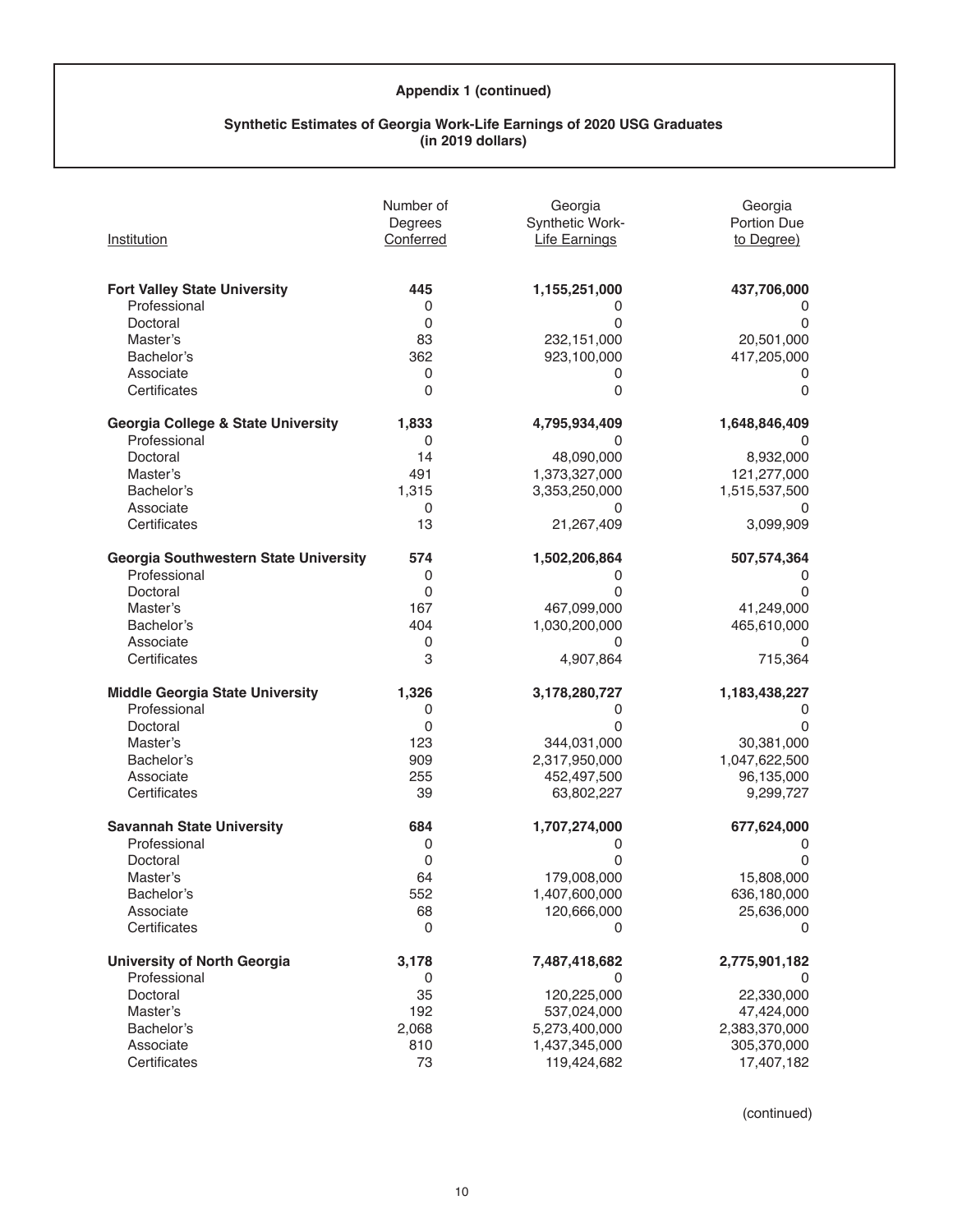**Appendix 1 (continued)**

**Synthetic Estimates of Georgia Work-Life Earnings of 2020 USG Graduates (in 2019 dollars)**

| Institution | Number of Degrees Conferred | Georgia Synthetic Work-Life Earnings | Georgia Portion Due to Degree) |
|---|---|---|---|
| **Fort Valley State University** | **445** | **1,155,251,000** | **437,706,000** |
| Professional | 0 | 0 | 0 |
| Doctoral | 0 | 0 | 0 |
| Master's | 83 | 232,151,000 | 20,501,000 |
| Bachelor's | 362 | 923,100,000 | 417,205,000 |
| Associate | 0 | 0 | 0 |
| Certificates | 0 | 0 | 0 |
| **Georgia College & State University** | **1,833** | **4,795,934,409** | **1,648,846,409** |
| Professional | 0 | 0 | 0 |
| Doctoral | 14 | 48,090,000 | 8,932,000 |
| Master's | 491 | 1,373,327,000 | 121,277,000 |
| Bachelor's | 1,315 | 3,353,250,000 | 1,515,537,500 |
| Associate | 0 | 0 | 0 |
| Certificates | 13 | 21,267,409 | 3,099,909 |
| **Georgia Southwestern State University** | **574** | **1,502,206,864** | **507,574,364** |
| Professional | 0 | 0 | 0 |
| Doctoral | 0 | 0 | 0 |
| Master's | 167 | 467,099,000 | 41,249,000 |
| Bachelor's | 404 | 1,030,200,000 | 465,610,000 |
| Associate | 0 | 0 | 0 |
| Certificates | 3 | 4,907,864 | 715,364 |
| **Middle Georgia State University** | **1,326** | **3,178,280,727** | **1,183,438,227** |
| Professional | 0 | 0 | 0 |
| Doctoral | 0 | 0 | 0 |
| Master's | 123 | 344,031,000 | 30,381,000 |
| Bachelor's | 909 | 2,317,950,000 | 1,047,622,500 |
| Associate | 255 | 452,497,500 | 96,135,000 |
| Certificates | 39 | 63,802,227 | 9,299,727 |
| **Savannah State University** | **684** | **1,707,274,000** | **677,624,000** |
| Professional | 0 | 0 | 0 |
| Doctoral | 0 | 0 | 0 |
| Master's | 64 | 179,008,000 | 15,808,000 |
| Bachelor's | 552 | 1,407,600,000 | 636,180,000 |
| Associate | 68 | 120,666,000 | 25,636,000 |
| Certificates | 0 | 0 | 0 |
| **University of North Georgia** | **3,178** | **7,487,418,682** | **2,775,901,182** |
| Professional | 0 | 0 | 0 |
| Doctoral | 35 | 120,225,000 | 22,330,000 |
| Master's | 192 | 537,024,000 | 47,424,000 |
| Bachelor's | 2,068 | 5,273,400,000 | 2,383,370,000 |
| Associate | 810 | 1,437,345,000 | 305,370,000 |
| Certificates | 73 | 119,424,682 | 17,407,182 |

(continued)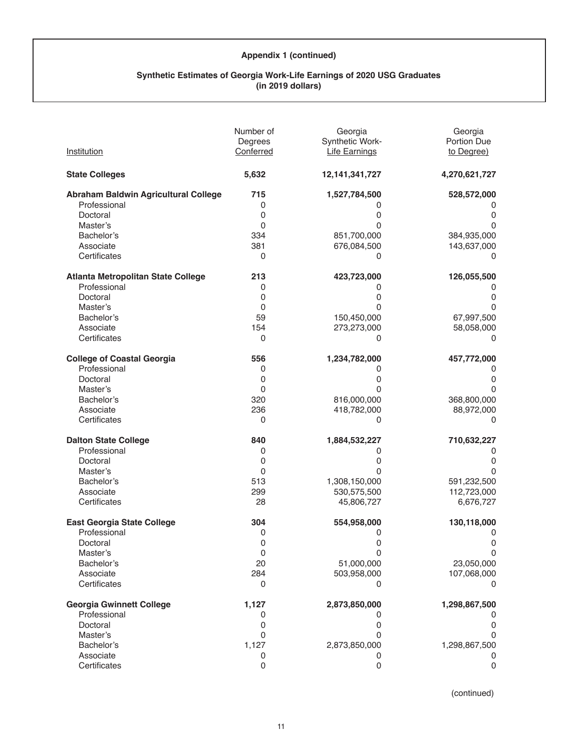**Appendix 1 (continued)**

**Synthetic Estimates of Georgia Work-Life Earnings of 2020 USG Graduates (in 2019 dollars)**

| Institution | Number of Degrees Conferred | Georgia Synthetic Work-Life Earnings | Georgia Portion Due to Degree) |
|---|---|---|---|
| **State Colleges** | **5,632** | **12,141,341,727** | **4,270,621,727** |
| **Abraham Baldwin Agricultural College** | **715** | **1,527,784,500** | **528,572,000** |
| Professional | 0 | 0 | 0 |
| Doctoral | 0 | 0 | 0 |
| Master's | 0 | 0 | 0 |
| Bachelor's | 334 | 851,700,000 | 384,935,000 |
| Associate | 381 | 676,084,500 | 143,637,000 |
| Certificates | 0 | 0 | 0 |
| **Atlanta Metropolitan State College** | **213** | **423,723,000** | **126,055,500** |
| Professional | 0 | 0 | 0 |
| Doctoral | 0 | 0 | 0 |
| Master's | 0 | 0 | 0 |
| Bachelor's | 59 | 150,450,000 | 67,997,500 |
| Associate | 154 | 273,273,000 | 58,058,000 |
| Certificates | 0 | 0 | 0 |
| **College of Coastal Georgia** | **556** | **1,234,782,000** | **457,772,000** |
| Professional | 0 | 0 | 0 |
| Doctoral | 0 | 0 | 0 |
| Master's | 0 | 0 | 0 |
| Bachelor's | 320 | 816,000,000 | 368,800,000 |
| Associate | 236 | 418,782,000 | 88,972,000 |
| Certificates | 0 | 0 | 0 |
| **Dalton State College** | **840** | **1,884,532,227** | **710,632,227** |
| Professional | 0 | 0 | 0 |
| Doctoral | 0 | 0 | 0 |
| Master's | 0 | 0 | 0 |
| Bachelor's | 513 | 1,308,150,000 | 591,232,500 |
| Associate | 299 | 530,575,500 | 112,723,000 |
| Certificates | 28 | 45,806,727 | 6,676,727 |
| **East Georgia State College** | **304** | **554,958,000** | **130,118,000** |
| Professional | 0 | 0 | 0 |
| Doctoral | 0 | 0 | 0 |
| Master's | 0 | 0 | 0 |
| Bachelor's | 20 | 51,000,000 | 23,050,000 |
| Associate | 284 | 503,958,000 | 107,068,000 |
| Certificates | 0 | 0 | 0 |
| **Georgia Gwinnett College** | **1,127** | **2,873,850,000** | **1,298,867,500** |
| Professional | 0 | 0 | 0 |
| Doctoral | 0 | 0 | 0 |
| Master's | 0 | 0 | 0 |
| Bachelor's | 1,127 | 2,873,850,000 | 1,298,867,500 |
| Associate | 0 | 0 | 0 |
| Certificates | 0 | 0 | 0 |

(continued)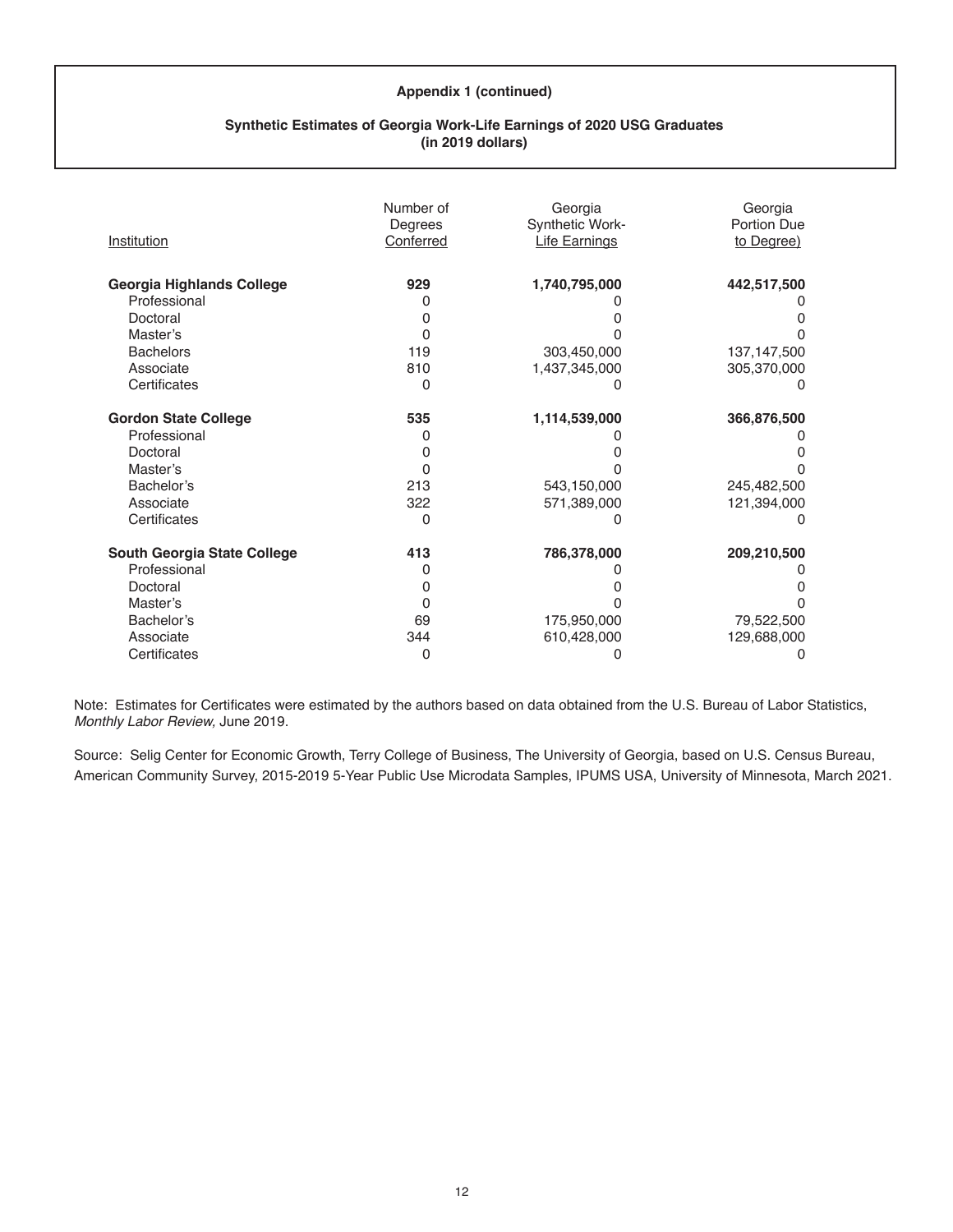**Appendix 1 (continued)**

**Synthetic Estimates of Georgia Work-Life Earnings of 2020 USG Graduates (in 2019 dollars)**

| Institution | Number of Degrees Conferred | Georgia Synthetic Work-Life Earnings | Georgia Portion Due to Degree) |
|---|---|---|---|
| **Georgia Highlands College** | **929** | **1,740,795,000** | **442,517,500** |
| Professional | 0 | 0 | 0 |
| Doctoral | 0 | 0 | 0 |
| Master's | 0 | 0 | 0 |
| Bachelors | 119 | 303,450,000 | 137,147,500 |
| Associate | 810 | 1,437,345,000 | 305,370,000 |
| Certificates | 0 | 0 | 0 |
| **Gordon State College** | **535** | **1,114,539,000** | **366,876,500** |
| Professional | 0 | 0 | 0 |
| Doctoral | 0 | 0 | 0 |
| Master's | 0 | 0 | 0 |
| Bachelor's | 213 | 543,150,000 | 245,482,500 |
| Associate | 322 | 571,389,000 | 121,394,000 |
| Certificates | 0 | 0 | 0 |
| **South Georgia State College** | **413** | **786,378,000** | **209,210,500** |
| Professional | 0 | 0 | 0 |
| Doctoral | 0 | 0 | 0 |
| Master's | 0 | 0 | 0 |
| Bachelor's | 69 | 175,950,000 | 79,522,500 |
| Associate | 344 | 610,428,000 | 129,688,000 |
| Certificates | 0 | 0 | 0 |

Note: Estimates for Certificates were estimated by the authors based on data obtained from the U.S. Bureau of Labor Statistics, *Monthly Labor Review,* June 2019.

Source: Selig Center for Economic Growth, Terry College of Business, The University of Georgia, based on U.S. Census Bureau, American Community Survey, 2015-2019 5-Year Public Use Microdata Samples, IPUMS USA, University of Minnesota, March 2021.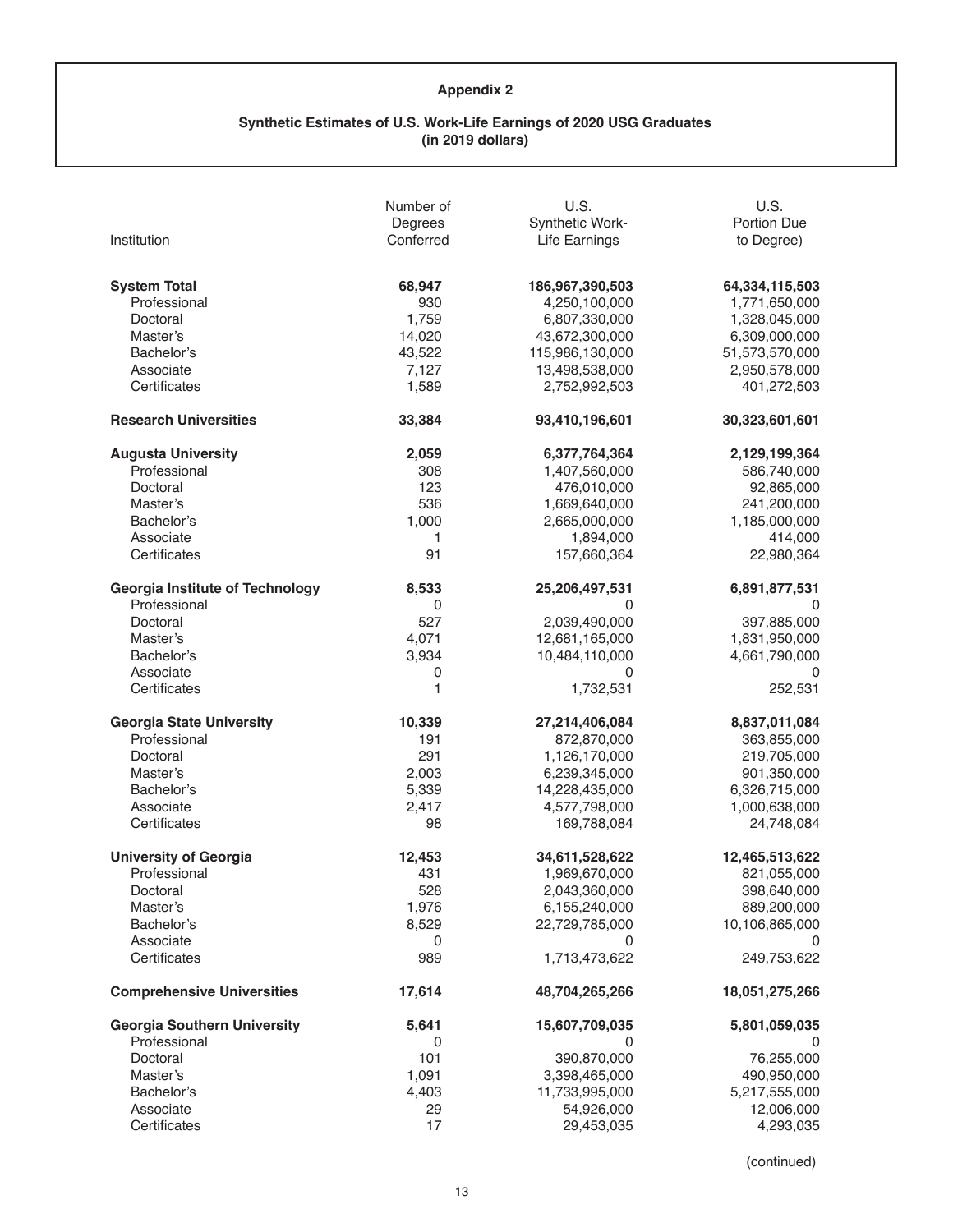# Appendix 2

## Synthetic Estimates of U.S. Work-Life Earnings of 2020 USG Graduates (in 2019 dollars)

| Institution | Number of Degrees Conferred | U.S. Synthetic Work-Life Earnings | U.S. Portion Due to Degree) |
|---|---|---|---|
| **System Total** | **68,947** | **186,967,390,503** | **64,334,115,503** |
| Professional | 930 | 4,250,100,000 | 1,771,650,000 |
| Doctoral | 1,759 | 6,807,330,000 | 1,328,045,000 |
| Master's | 14,020 | 43,672,300,000 | 6,309,000,000 |
| Bachelor's | 43,522 | 115,986,130,000 | 51,573,570,000 |
| Associate | 7,127 | 13,498,538,000 | 2,950,578,000 |
| Certificates | 1,589 | 2,752,992,503 | 401,272,503 |
| **Research Universities** | **33,384** | **93,410,196,601** | **30,323,601,601** |
| **Augusta University** | **2,059** | **6,377,764,364** | **2,129,199,364** |
| Professional | 308 | 1,407,560,000 | 586,740,000 |
| Doctoral | 123 | 476,010,000 | 92,865,000 |
| Master's | 536 | 1,669,640,000 | 241,200,000 |
| Bachelor's | 1,000 | 2,665,000,000 | 1,185,000,000 |
| Associate | 1 | 1,894,000 | 414,000 |
| Certificates | 91 | 157,660,364 | 22,980,364 |
| **Georgia Institute of Technology** | **8,533** | **25,206,497,531** | **6,891,877,531** |
| Professional | 0 | 0 | 0 |
| Doctoral | 527 | 2,039,490,000 | 397,885,000 |
| Master's | 4,071 | 12,681,165,000 | 1,831,950,000 |
| Bachelor's | 3,934 | 10,484,110,000 | 4,661,790,000 |
| Associate | 0 | 0 | 0 |
| Certificates | 1 | 1,732,531 | 252,531 |
| **Georgia State University** | **10,339** | **27,214,406,084** | **8,837,011,084** |
| Professional | 191 | 872,870,000 | 363,855,000 |
| Doctoral | 291 | 1,126,170,000 | 219,705,000 |
| Master's | 2,003 | 6,239,345,000 | 901,350,000 |
| Bachelor's | 5,339 | 14,228,435,000 | 6,326,715,000 |
| Associate | 2,417 | 4,577,798,000 | 1,000,638,000 |
| Certificates | 98 | 169,788,084 | 24,748,084 |
| **University of Georgia** | **12,453** | **34,611,528,622** | **12,465,513,622** |
| Professional | 431 | 1,969,670,000 | 821,055,000 |
| Doctoral | 528 | 2,043,360,000 | 398,640,000 |
| Master's | 1,976 | 6,155,240,000 | 889,200,000 |
| Bachelor's | 8,529 | 22,729,785,000 | 10,106,865,000 |
| Associate | 0 | 0 | 0 |
| Certificates | 989 | 1,713,473,622 | 249,753,622 |
| **Comprehensive Universities** | **17,614** | **48,704,265,266** | **18,051,275,266** |
| **Georgia Southern University** | **5,641** | **15,607,709,035** | **5,801,059,035** |
| Professional | 0 | 0 | 0 |
| Doctoral | 101 | 390,870,000 | 76,255,000 |
| Master's | 1,091 | 3,398,465,000 | 490,950,000 |
| Bachelor's | 4,403 | 11,733,995,000 | 5,217,555,000 |
| Associate | 29 | 54,926,000 | 12,006,000 |
| Certificates | 17 | 29,453,035 | 4,293,035 |

(continued)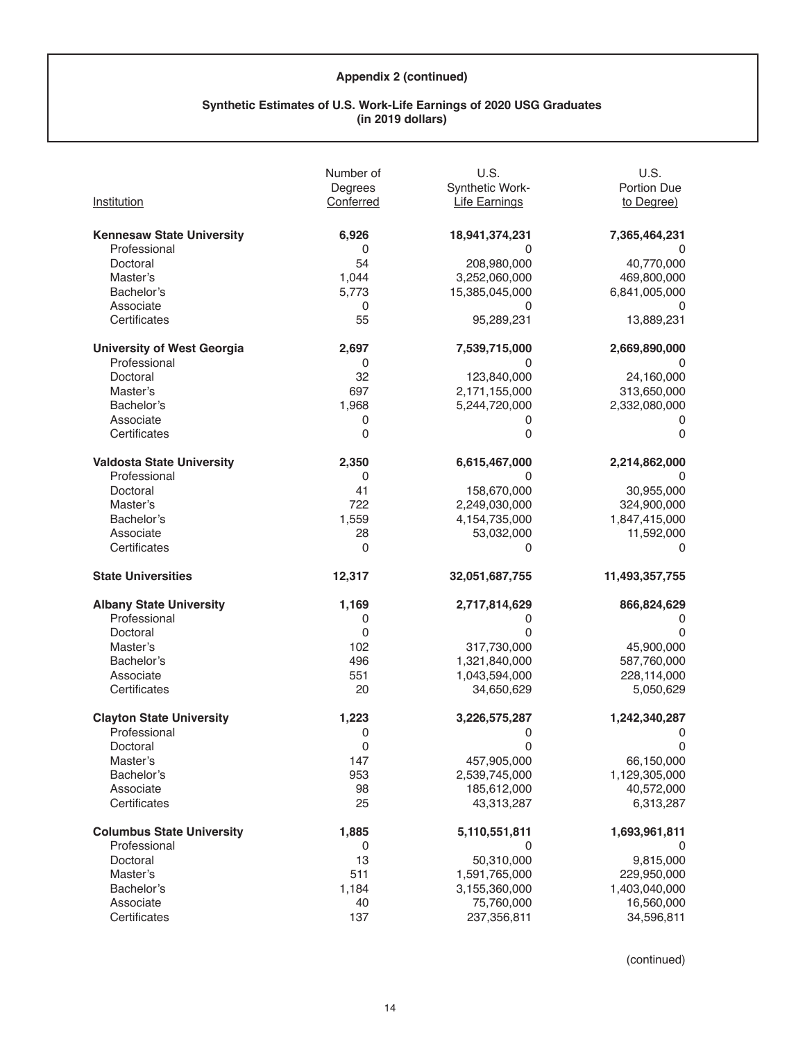**Appendix 2 (continued)**

**Synthetic Estimates of U.S. Work-Life Earnings of 2020 USG Graduates (in 2019 dollars)**

| Institution | Number of Degrees Conferred | U.S. Synthetic Work-Life Earnings | U.S. Portion Due to Degree) |
|---|---|---|---|
| **Kennesaw State University** | **6,926** | **18,941,374,231** | **7,365,464,231** |
| Professional | 0 | 0 | 0 |
| Doctoral | 54 | 208,980,000 | 40,770,000 |
| Master's | 1,044 | 3,252,060,000 | 469,800,000 |
| Bachelor's | 5,773 | 15,385,045,000 | 6,841,005,000 |
| Associate | 0 | 0 | 0 |
| Certificates | 55 | 95,289,231 | 13,889,231 |
| **University of West Georgia** | **2,697** | **7,539,715,000** | **2,669,890,000** |
| Professional | 0 | 0 | 0 |
| Doctoral | 32 | 123,840,000 | 24,160,000 |
| Master's | 697 | 2,171,155,000 | 313,650,000 |
| Bachelor's | 1,968 | 5,244,720,000 | 2,332,080,000 |
| Associate | 0 | 0 | 0 |
| Certificates | 0 | 0 | 0 |
| **Valdosta State University** | **2,350** | **6,615,467,000** | **2,214,862,000** |
| Professional | 0 | 0 | 0 |
| Doctoral | 41 | 158,670,000 | 30,955,000 |
| Master's | 722 | 2,249,030,000 | 324,900,000 |
| Bachelor's | 1,559 | 4,154,735,000 | 1,847,415,000 |
| Associate | 28 | 53,032,000 | 11,592,000 |
| Certificates | 0 | 0 | 0 |
| **State Universities** | **12,317** | **32,051,687,755** | **11,493,357,755** |
| **Albany State University** | **1,169** | **2,717,814,629** | **866,824,629** |
| Professional | 0 | 0 | 0 |
| Doctoral | 0 | 0 | 0 |
| Master's | 102 | 317,730,000 | 45,900,000 |
| Bachelor's | 496 | 1,321,840,000 | 587,760,000 |
| Associate | 551 | 1,043,594,000 | 228,114,000 |
| Certificates | 20 | 34,650,629 | 5,050,629 |
| **Clayton State University** | **1,223** | **3,226,575,287** | **1,242,340,287** |
| Professional | 0 | 0 | 0 |
| Doctoral | 0 | 0 | 0 |
| Master's | 147 | 457,905,000 | 66,150,000 |
| Bachelor's | 953 | 2,539,745,000 | 1,129,305,000 |
| Associate | 98 | 185,612,000 | 40,572,000 |
| Certificates | 25 | 43,313,287 | 6,313,287 |
| **Columbus State University** | **1,885** | **5,110,551,811** | **1,693,961,811** |
| Professional | 0 | 0 | 0 |
| Doctoral | 13 | 50,310,000 | 9,815,000 |
| Master's | 511 | 1,591,765,000 | 229,950,000 |
| Bachelor's | 1,184 | 3,155,360,000 | 1,403,040,000 |
| Associate | 40 | 75,760,000 | 16,560,000 |
| Certificates | 137 | 237,356,811 | 34,596,811 |

(continued)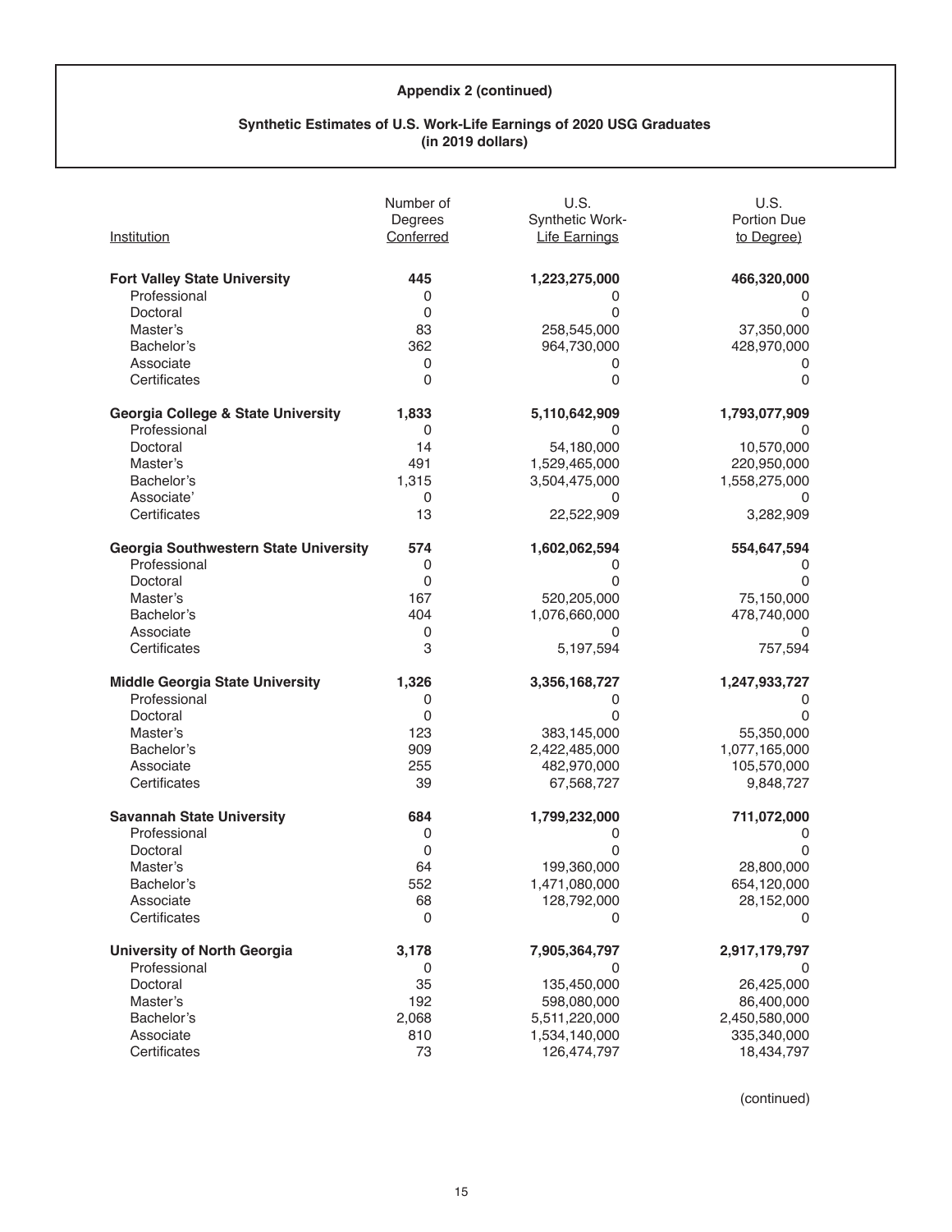**Appendix 2 (continued)**

**Synthetic Estimates of U.S. Work-Life Earnings of 2020 USG Graduates (in 2019 dollars)**

| Institution | Number of Degrees Conferred | U.S. Synthetic Work-Life Earnings | U.S. Portion Due to Degree) |
|---|---|---|---|
| **Fort Valley State University** | **445** | **1,223,275,000** | **466,320,000** |
| Professional | 0 | 0 | 0 |
| Doctoral | 0 | 0 | 0 |
| Master's | 83 | 258,545,000 | 37,350,000 |
| Bachelor's | 362 | 964,730,000 | 428,970,000 |
| Associate | 0 | 0 | 0 |
| Certificates | 0 | 0 | 0 |
| **Georgia College & State University** | **1,833** | **5,110,642,909** | **1,793,077,909** |
| Professional | 0 | 0 | 0 |
| Doctoral | 14 | 54,180,000 | 10,570,000 |
| Master's | 491 | 1,529,465,000 | 220,950,000 |
| Bachelor's | 1,315 | 3,504,475,000 | 1,558,275,000 |
| Associate' | 0 | 0 | 0 |
| Certificates | 13 | 22,522,909 | 3,282,909 |
| **Georgia Southwestern State University** | **574** | **1,602,062,594** | **554,647,594** |
| Professional | 0 | 0 | 0 |
| Doctoral | 0 | 0 | 0 |
| Master's | 167 | 520,205,000 | 75,150,000 |
| Bachelor's | 404 | 1,076,660,000 | 478,740,000 |
| Associate | 0 | 0 | 0 |
| Certificates | 3 | 5,197,594 | 757,594 |
| **Middle Georgia State University** | **1,326** | **3,356,168,727** | **1,247,933,727** |
| Professional | 0 | 0 | 0 |
| Doctoral | 0 | 0 | 0 |
| Master's | 123 | 383,145,000 | 55,350,000 |
| Bachelor's | 909 | 2,422,485,000 | 1,077,165,000 |
| Associate | 255 | 482,970,000 | 105,570,000 |
| Certificates | 39 | 67,568,727 | 9,848,727 |
| **Savannah State University** | **684** | **1,799,232,000** | **711,072,000** |
| Professional | 0 | 0 | 0 |
| Doctoral | 0 | 0 | 0 |
| Master's | 64 | 199,360,000 | 28,800,000 |
| Bachelor's | 552 | 1,471,080,000 | 654,120,000 |
| Associate | 68 | 128,792,000 | 28,152,000 |
| Certificates | 0 | 0 | 0 |
| **University of North Georgia** | **3,178** | **7,905,364,797** | **2,917,179,797** |
| Professional | 0 | 0 | 0 |
| Doctoral | 35 | 135,450,000 | 26,425,000 |
| Master's | 192 | 598,080,000 | 86,400,000 |
| Bachelor's | 2,068 | 5,511,220,000 | 2,450,580,000 |
| Associate | 810 | 1,534,140,000 | 335,340,000 |
| Certificates | 73 | 126,474,797 | 18,434,797 |

(continued)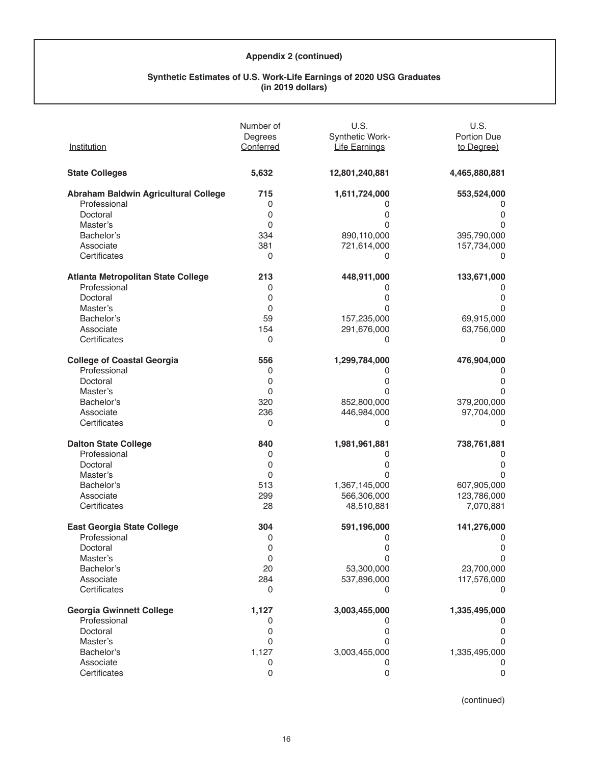**Appendix 2 (continued)**

**Synthetic Estimates of U.S. Work-Life Earnings of 2020 USG Graduates (in 2019 dollars)**

| Institution | Number of Degrees Conferred | U.S. Synthetic Work-Life Earnings | U.S. Portion Due to Degree) |
|---|---|---|---|
| **State Colleges** | **5,632** | **12,801,240,881** | **4,465,880,881** |
| **Abraham Baldwin Agricultural College** | **715** | **1,611,724,000** | **553,524,000** |
| Professional | 0 | 0 | 0 |
| Doctoral | 0 | 0 | 0 |
| Master's | 0 | 0 | 0 |
| Bachelor's | 334 | 890,110,000 | 395,790,000 |
| Associate | 381 | 721,614,000 | 157,734,000 |
| Certificates | 0 | 0 | 0 |
| **Atlanta Metropolitan State College** | **213** | **448,911,000** | **133,671,000** |
| Professional | 0 | 0 | 0 |
| Doctoral | 0 | 0 | 0 |
| Master's | 0 | 0 | 0 |
| Bachelor's | 59 | 157,235,000 | 69,915,000 |
| Associate | 154 | 291,676,000 | 63,756,000 |
| Certificates | 0 | 0 | 0 |
| **College of Coastal Georgia** | **556** | **1,299,784,000** | **476,904,000** |
| Professional | 0 | 0 | 0 |
| Doctoral | 0 | 0 | 0 |
| Master's | 0 | 0 | 0 |
| Bachelor's | 320 | 852,800,000 | 379,200,000 |
| Associate | 236 | 446,984,000 | 97,704,000 |
| Certificates | 0 | 0 | 0 |
| **Dalton State College** | **840** | **1,981,961,881** | **738,761,881** |
| Professional | 0 | 0 | 0 |
| Doctoral | 0 | 0 | 0 |
| Master's | 0 | 0 | 0 |
| Bachelor's | 513 | 1,367,145,000 | 607,905,000 |
| Associate | 299 | 566,306,000 | 123,786,000 |
| Certificates | 28 | 48,510,881 | 7,070,881 |
| **East Georgia State College** | **304** | **591,196,000** | **141,276,000** |
| Professional | 0 | 0 | 0 |
| Doctoral | 0 | 0 | 0 |
| Master's | 0 | 0 | 0 |
| Bachelor's | 20 | 53,300,000 | 23,700,000 |
| Associate | 284 | 537,896,000 | 117,576,000 |
| Certificates | 0 | 0 | 0 |
| **Georgia Gwinnett College** | **1,127** | **3,003,455,000** | **1,335,495,000** |
| Professional | 0 | 0 | 0 |
| Doctoral | 0 | 0 | 0 |
| Master's | 0 | 0 | 0 |
| Bachelor's | 1,127 | 3,003,455,000 | 1,335,495,000 |
| Associate | 0 | 0 | 0 |
| Certificates | 0 | 0 | 0 |

(continued)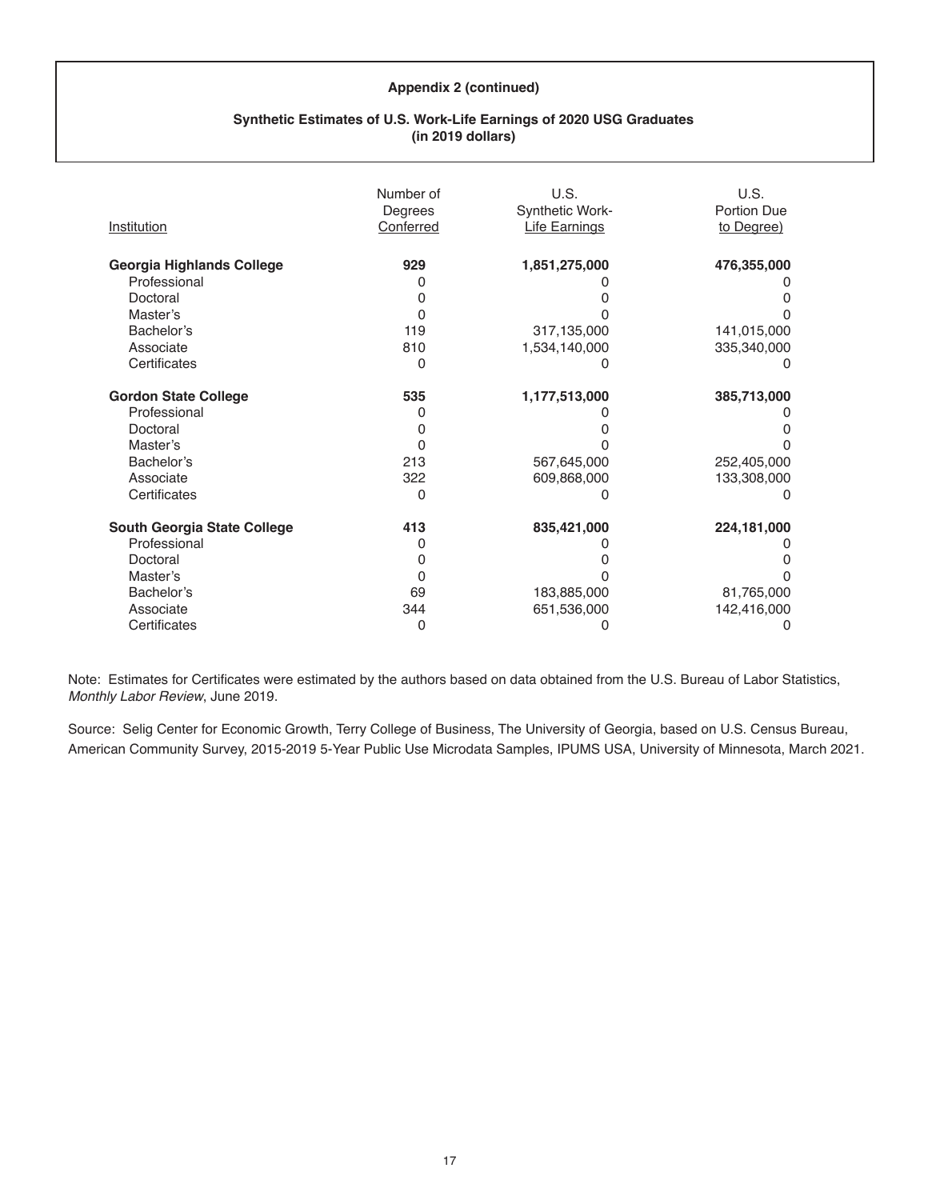**Appendix 2 (continued)**

**Synthetic Estimates of U.S. Work-Life Earnings of 2020 USG Graduates (in 2019 dollars)**

| Institution | Number of Degrees Conferred | U.S. Synthetic Work-Life Earnings | U.S. Portion Due to Degree) |
|---|---|---|---|
| **Georgia Highlands College** | **929** | **1,851,275,000** | **476,355,000** |
| Professional | 0 | 0 | 0 |
| Doctoral | 0 | 0 | 0 |
| Master's | 0 | 0 | 0 |
| Bachelor's | 119 | 317,135,000 | 141,015,000 |
| Associate | 810 | 1,534,140,000 | 335,340,000 |
| Certificates | 0 | 0 | 0 |
| **Gordon State College** | **535** | **1,177,513,000** | **385,713,000** |
| Professional | 0 | 0 | 0 |
| Doctoral | 0 | 0 | 0 |
| Master's | 0 | 0 | 0 |
| Bachelor's | 213 | 567,645,000 | 252,405,000 |
| Associate | 322 | 609,868,000 | 133,308,000 |
| Certificates | 0 | 0 | 0 |
| **South Georgia State College** | **413** | **835,421,000** | **224,181,000** |
| Professional | 0 | 0 | 0 |
| Doctoral | 0 | 0 | 0 |
| Master's | 0 | 0 | 0 |
| Bachelor's | 69 | 183,885,000 | 81,765,000 |
| Associate | 344 | 651,536,000 | 142,416,000 |
| Certificates | 0 | 0 | 0 |

Note: Estimates for Certificates were estimated by the authors based on data obtained from the U.S. Bureau of Labor Statistics, *Monthly Labor Review*, June 2019.

Source: Selig Center for Economic Growth, Terry College of Business, The University of Georgia, based on U.S. Census Bureau, American Community Survey, 2015-2019 5-Year Public Use Microdata Samples, IPUMS USA, University of Minnesota, March 2021.